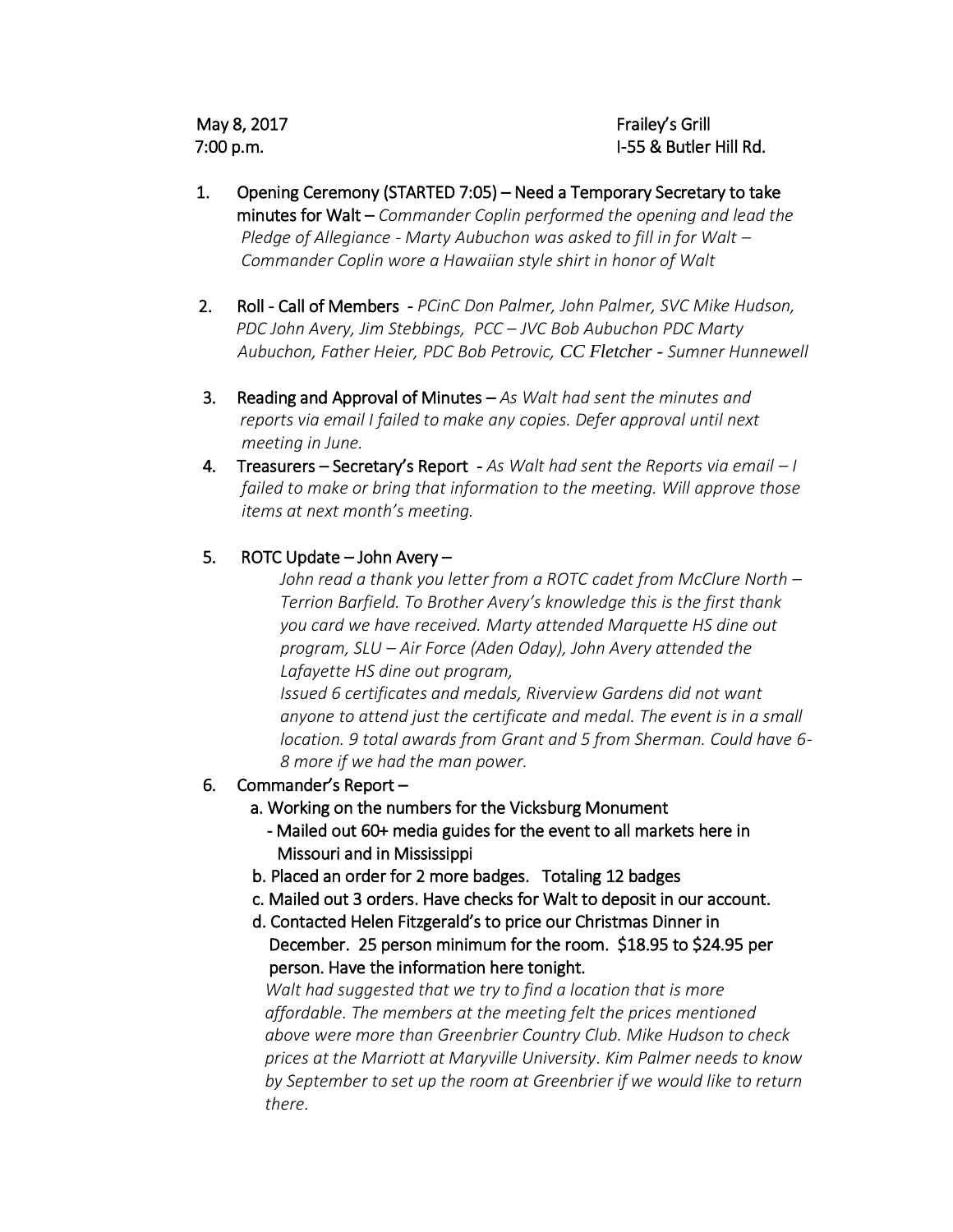May 8, 2017 — Frailey's Grill

7:00 p.m. — I-55 & Butler Hill Rd.

1. Opening Ceremony (STARTED 7:05) – Need a Temporary Secretary to take minutes for Walt – *Commander Coplin performed the opening and lead the Pledge of Allegiance - Marty Aubuchon was asked to fill in for Walt – Commander Coplin wore a Hawaiian style shirt in honor of Walt*

2. Roll - Call of Members - *PCinC Don Palmer, John Palmer, SVC Mike Hudson, PDC John Avery, Jim Stebbings, PCC – JVC Bob Aubuchon PDC Marty Aubuchon, Father Heier, PDC Bob Petrovic, CC Fletcher - Sumner Hunnewell*

3. Reading and Approval of Minutes – *As Walt had sent the minutes and reports via email I failed to make any copies. Defer approval until next meeting in June.*

4. Treasurers – Secretary's Report - *As Walt had sent the Reports via email – I failed to make or bring that information to the meeting. Will approve those items at next month's meeting.*

5. ROTC Update – John Avery –

   *John read a thank you letter from a ROTC cadet from McClure North – Terrion Barfield. To Brother Avery's knowledge this is the first thank you card we have received. Marty attended Marquette HS dine out program, SLU – Air Force (Aden Oday), John Avery attended the Lafayette HS dine out program,*

   *Issued 6 certificates and medals, Riverview Gardens did not want anyone to attend just the certificate and medal. The event is in a small location. 9 total awards from Grant and 5 from Sherman. Could have 6-8 more if we had the man power.*

6. Commander's Report –

   a. Working on the numbers for the Vicksburg Monument
      - Mailed out 60+ media guides for the event to all markets here in Missouri and in Mississippi

   b. Placed an order for 2 more badges. Totaling 12 badges

   c. Mailed out 3 orders. Have checks for Walt to deposit in our account.

   d. Contacted Helen Fitzgerald's to price our Christmas Dinner in December. 25 person minimum for the room. $18.95 to $24.95 per person. Have the information here tonight.

   *Walt had suggested that we try to find a location that is more affordable. The members at the meeting felt the prices mentioned above were more than Greenbrier Country Club. Mike Hudson to check prices at the Marriott at Maryville University. Kim Palmer needs to know by September to set up the room at Greenbrier if we would like to return there.*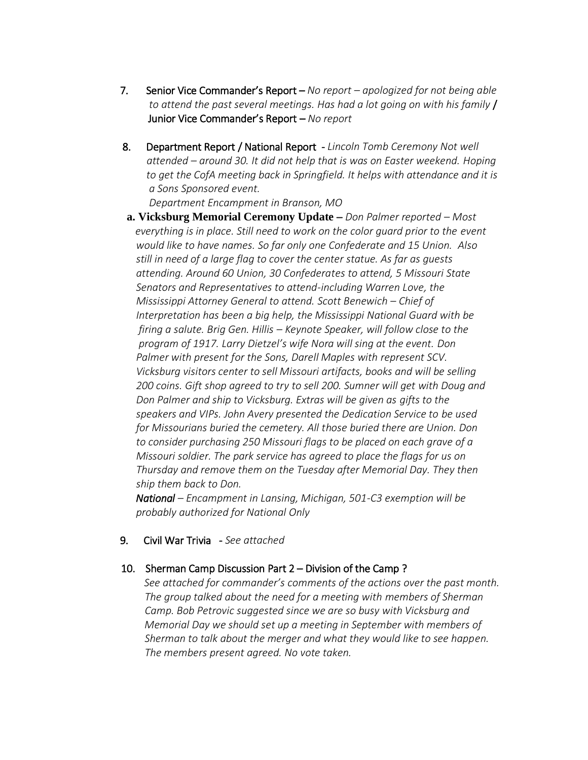7. **Senior Vice Commander's Report –** *No report – apologized for not being able to attend the past several meetings. Has had a lot going on with his family* / **Junior Vice Commander's Report –** *No report*

8. **Department Report / National Report** - *Lincoln Tomb Ceremony Not well attended – around 30. It did not help that is was on Easter weekend. Hoping to get the CofA meeting back in Springfield. It helps with attendance and it is a Sons Sponsored event.*

   *Department Encampment in Branson, MO*

   **a. Vicksburg Memorial Ceremony Update –** *Don Palmer reported – Most everything is in place. Still need to work on the color guard prior to the event would like to have names. So far only one Confederate and 15 Union. Also still in need of a large flag to cover the center statue. As far as guests attending. Around 60 Union, 30 Confederates to attend, 5 Missouri State Senators and Representatives to attend-including Warren Love, the Mississippi Attorney General to attend. Scott Benewich – Chief of Interpretation has been a big help, the Mississippi National Guard with be firing a salute. Brig Gen. Hillis – Keynote Speaker, will follow close to the program of 1917. Larry Dietzel's wife Nora will sing at the event. Don Palmer with present for the Sons, Darell Maples with represent SCV. Vicksburg visitors center to sell Missouri artifacts, books and will be selling 200 coins. Gift shop agreed to try to sell 200. Sumner will get with Doug and Don Palmer and ship to Vicksburg. Extras will be given as gifts to the speakers and VIPs. John Avery presented the Dedication Service to be used for Missourians buried the cemetery. All those buried there are Union. Don to consider purchasing 250 Missouri flags to be placed on each grave of a Missouri soldier. The park service has agreed to place the flags for us on Thursday and remove them on the Tuesday after Memorial Day. They then ship them back to Don.*

   ***National*** *– Encampment in Lansing, Michigan, 501-C3 exemption will be probably authorized for National Only*

9. **Civil War Trivia** - *See attached*

10. **Sherman Camp Discussion Part 2 – Division of the Camp ?**

    *See attached for commander's comments of the actions over the past month. The group talked about the need for a meeting with members of Sherman Camp. Bob Petrovic suggested since we are so busy with Vicksburg and Memorial Day we should set up a meeting in September with members of Sherman to talk about the merger and what they would like to see happen. The members present agreed. No vote taken.*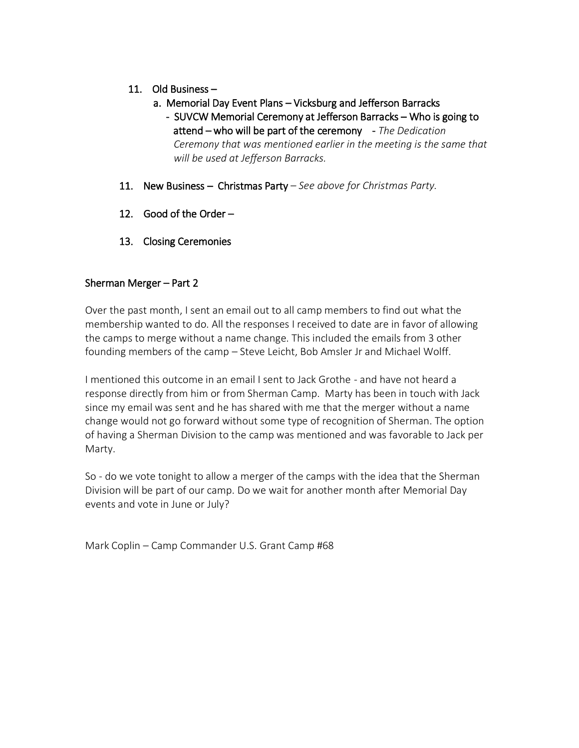11. Old Business –
    a. Memorial Day Event Plans – Vicksburg and Jefferson Barracks
       - SUVCW Memorial Ceremony at Jefferson Barracks – Who is going to attend – who will be part of the ceremony - *The Dedication Ceremony that was mentioned earlier in the meeting is the same that will be used at Jefferson Barracks.*

11. New Business – Christmas Party – *See above for Christmas Party.*

12. Good of the Order –

13. Closing Ceremonies

## Sherman Merger – Part 2

Over the past month, I sent an email out to all camp members to find out what the membership wanted to do. All the responses I received to date are in favor of allowing the camps to merge without a name change. This included the emails from 3 other founding members of the camp – Steve Leicht, Bob Amsler Jr and Michael Wolff.

I mentioned this outcome in an email I sent to Jack Grothe - and have not heard a response directly from him or from Sherman Camp. Marty has been in touch with Jack since my email was sent and he has shared with me that the merger without a name change would not go forward without some type of recognition of Sherman. The option of having a Sherman Division to the camp was mentioned and was favorable to Jack per Marty.

So - do we vote tonight to allow a merger of the camps with the idea that the Sherman Division will be part of our camp. Do we wait for another month after Memorial Day events and vote in June or July?

Mark Coplin – Camp Commander U.S. Grant Camp #68